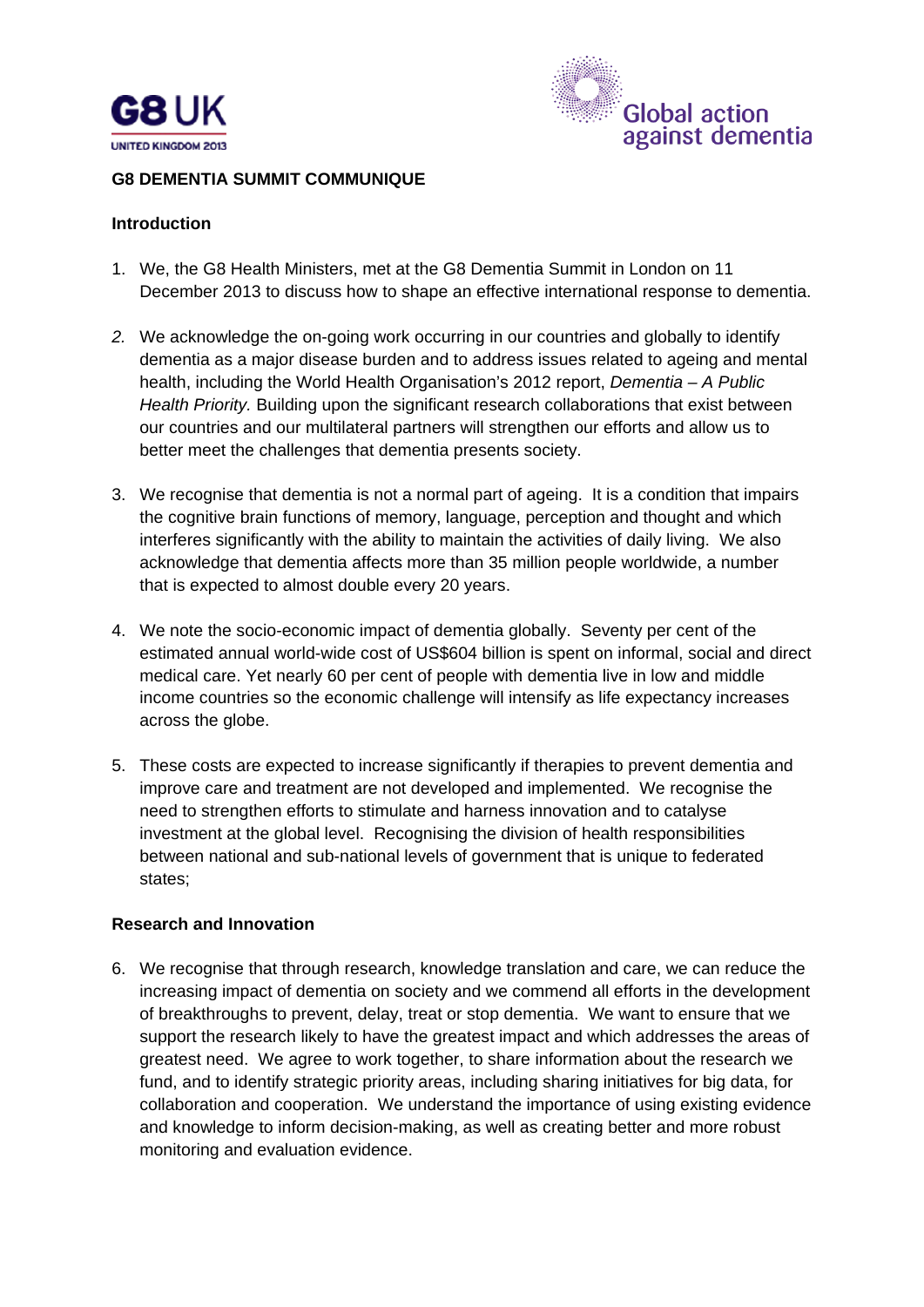G8 UK

UNITED KINGDOM 2013

Global action against dementia

## G8 DEMENTIA SUMMIT COMMUNIQUE

### Introduction

1. We, the G8 Health Ministers, met at the G8 Dementia Summit in London on 11 December 2013 to discuss how to shape an effective international response to dementia.

2. We acknowledge the on-going work occurring in our countries and globally to identify dementia as a major disease burden and to address issues related to ageing and mental health, including the World Health Organisation's 2012 report, *Dementia – A Public Health Priority.* Building upon the significant research collaborations that exist between our countries and our multilateral partners will strengthen our efforts and allow us to better meet the challenges that dementia presents society.

3. We recognise that dementia is not a normal part of ageing. It is a condition that impairs the cognitive brain functions of memory, language, perception and thought and which interferes significantly with the ability to maintain the activities of daily living. We also acknowledge that dementia affects more than 35 million people worldwide, a number that is expected to almost double every 20 years.

4. We note the socio-economic impact of dementia globally. Seventy per cent of the estimated annual world-wide cost of US$604 billion is spent on informal, social and direct medical care. Yet nearly 60 per cent of people with dementia live in low and middle income countries so the economic challenge will intensify as life expectancy increases across the globe.

5. These costs are expected to increase significantly if therapies to prevent dementia and improve care and treatment are not developed and implemented. We recognise the need to strengthen efforts to stimulate and harness innovation and to catalyse investment at the global level. Recognising the division of health responsibilities between national and sub-national levels of government that is unique to federated states;

### Research and Innovation

6. We recognise that through research, knowledge translation and care, we can reduce the increasing impact of dementia on society and we commend all efforts in the development of breakthroughs to prevent, delay, treat or stop dementia. We want to ensure that we support the research likely to have the greatest impact and which addresses the areas of greatest need. We agree to work together, to share information about the research we fund, and to identify strategic priority areas, including sharing initiatives for big data, for collaboration and cooperation. We understand the importance of using existing evidence and knowledge to inform decision-making, as well as creating better and more robust monitoring and evaluation evidence.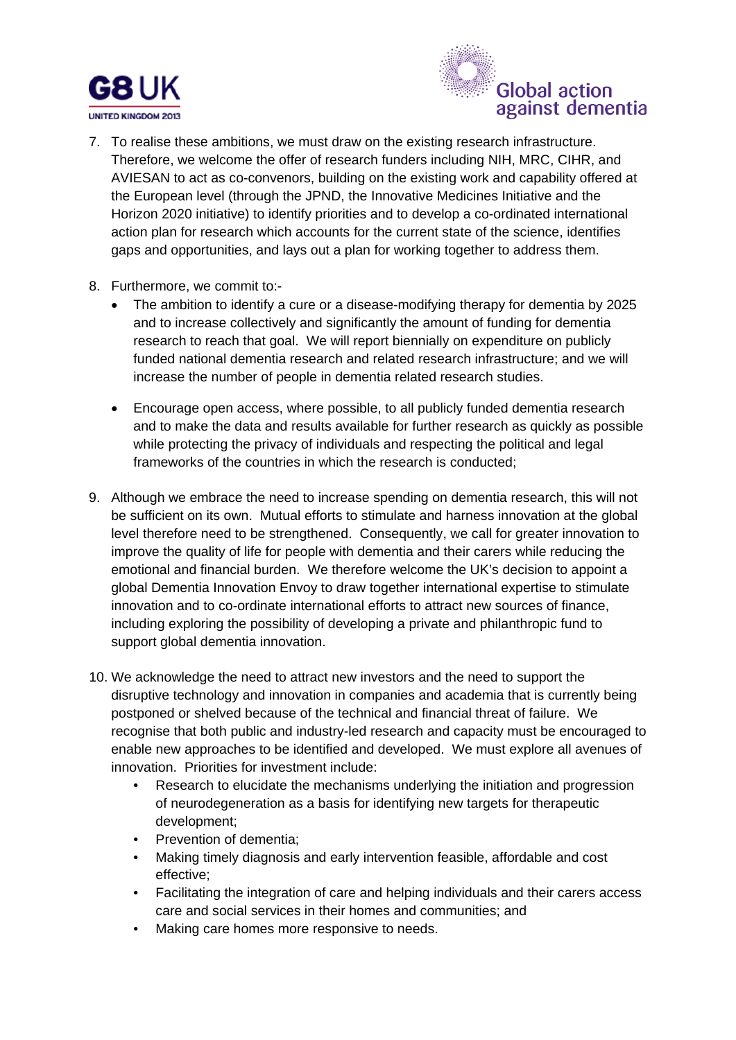7. To realise these ambitions, we must draw on the existing research infrastructure. Therefore, we welcome the offer of research funders including NIH, MRC, CIHR, and AVIESAN to act as co-convenors, building on the existing work and capability offered at the European level (through the JPND, the Innovative Medicines Initiative and the Horizon 2020 initiative) to identify priorities and to develop a co-ordinated international action plan for research which accounts for the current state of the science, identifies gaps and opportunities, and lays out a plan for working together to address them.

8. Furthermore, we commit to:-
   - The ambition to identify a cure or a disease-modifying therapy for dementia by 2025 and to increase collectively and significantly the amount of funding for dementia research to reach that goal. We will report biennially on expenditure on publicly funded national dementia research and related research infrastructure; and we will increase the number of people in dementia related research studies.

   - Encourage open access, where possible, to all publicly funded dementia research and to make the data and results available for further research as quickly as possible while protecting the privacy of individuals and respecting the political and legal frameworks of the countries in which the research is conducted;

9. Although we embrace the need to increase spending on dementia research, this will not be sufficient on its own. Mutual efforts to stimulate and harness innovation at the global level therefore need to be strengthened. Consequently, we call for greater innovation to improve the quality of life for people with dementia and their carers while reducing the emotional and financial burden. We therefore welcome the UK's decision to appoint a global Dementia Innovation Envoy to draw together international expertise to stimulate innovation and to co-ordinate international efforts to attract new sources of finance, including exploring the possibility of developing a private and philanthropic fund to support global dementia innovation.

10. We acknowledge the need to attract new investors and the need to support the disruptive technology and innovation in companies and academia that is currently being postponed or shelved because of the technical and financial threat of failure. We recognise that both public and industry-led research and capacity must be encouraged to enable new approaches to be identified and developed. We must explore all avenues of innovation. Priorities for investment include:
    - Research to elucidate the mechanisms underlying the initiation and progression of neurodegeneration as a basis for identifying new targets for therapeutic development;
    - Prevention of dementia;
    - Making timely diagnosis and early intervention feasible, affordable and cost effective;
    - Facilitating the integration of care and helping individuals and their carers access care and social services in their homes and communities; and
    - Making care homes more responsive to needs.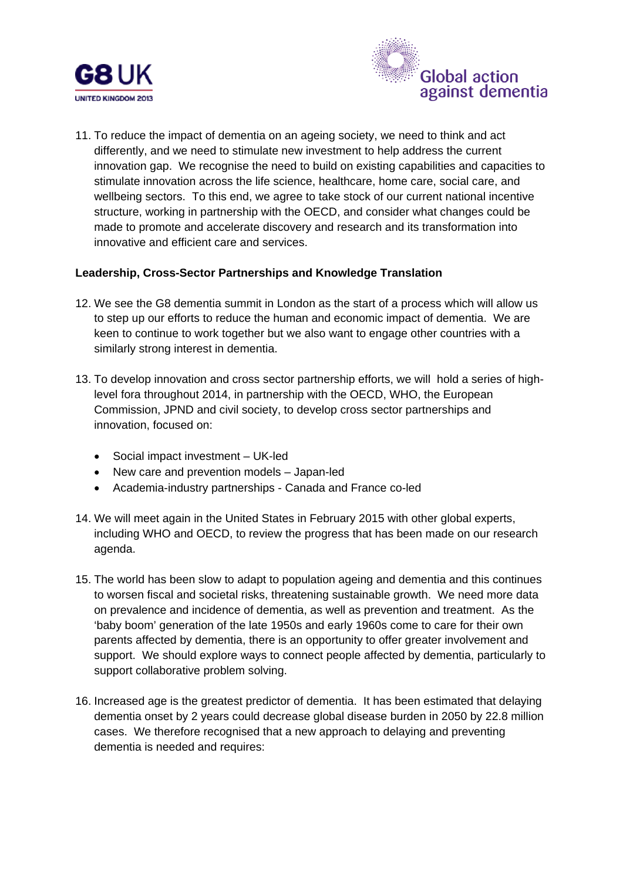11. To reduce the impact of dementia on an ageing society, we need to think and act differently, and we need to stimulate new investment to help address the current innovation gap. We recognise the need to build on existing capabilities and capacities to stimulate innovation across the life science, healthcare, home care, social care, and wellbeing sectors. To this end, we agree to take stock of our current national incentive structure, working in partnership with the OECD, and consider what changes could be made to promote and accelerate discovery and research and its transformation into innovative and efficient care and services.

**Leadership, Cross-Sector Partnerships and Knowledge Translation**

12. We see the G8 dementia summit in London as the start of a process which will allow us to step up our efforts to reduce the human and economic impact of dementia. We are keen to continue to work together but we also want to engage other countries with a similarly strong interest in dementia.

13. To develop innovation and cross sector partnership efforts, we will hold a series of high-level fora throughout 2014, in partnership with the OECD, WHO, the European Commission, JPND and civil society, to develop cross sector partnerships and innovation, focused on:

    - Social impact investment – UK-led
    - New care and prevention models – Japan-led
    - Academia-industry partnerships - Canada and France co-led

14. We will meet again in the United States in February 2015 with other global experts, including WHO and OECD, to review the progress that has been made on our research agenda.

15. The world has been slow to adapt to population ageing and dementia and this continues to worsen fiscal and societal risks, threatening sustainable growth. We need more data on prevalence and incidence of dementia, as well as prevention and treatment. As the 'baby boom' generation of the late 1950s and early 1960s come to care for their own parents affected by dementia, there is an opportunity to offer greater involvement and support. We should explore ways to connect people affected by dementia, particularly to support collaborative problem solving.

16. Increased age is the greatest predictor of dementia. It has been estimated that delaying dementia onset by 2 years could decrease global disease burden in 2050 by 22.8 million cases. We therefore recognised that a new approach to delaying and preventing dementia is needed and requires: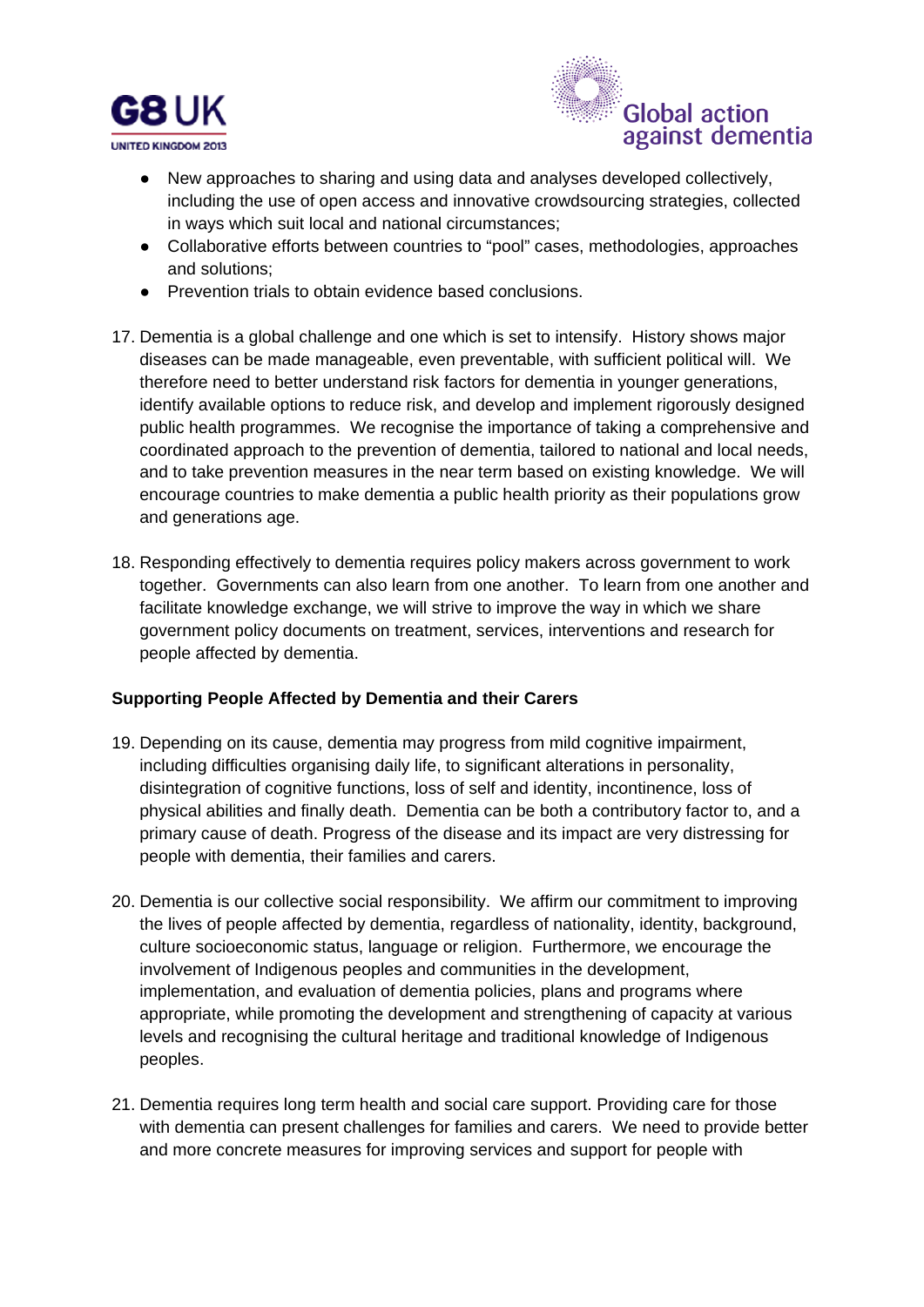- New approaches to sharing and using data and analyses developed collectively, including the use of open access and innovative crowdsourcing strategies, collected in ways which suit local and national circumstances;
- Collaborative efforts between countries to "pool" cases, methodologies, approaches and solutions;
- Prevention trials to obtain evidence based conclusions.

17. Dementia is a global challenge and one which is set to intensify. History shows major diseases can be made manageable, even preventable, with sufficient political will. We therefore need to better understand risk factors for dementia in younger generations, identify available options to reduce risk, and develop and implement rigorously designed public health programmes. We recognise the importance of taking a comprehensive and coordinated approach to the prevention of dementia, tailored to national and local needs, and to take prevention measures in the near term based on existing knowledge. We will encourage countries to make dementia a public health priority as their populations grow and generations age.

18. Responding effectively to dementia requires policy makers across government to work together. Governments can also learn from one another. To learn from one another and facilitate knowledge exchange, we will strive to improve the way in which we share government policy documents on treatment, services, interventions and research for people affected by dementia.

**Supporting People Affected by Dementia and their Carers**

19. Depending on its cause, dementia may progress from mild cognitive impairment, including difficulties organising daily life, to significant alterations in personality, disintegration of cognitive functions, loss of self and identity, incontinence, loss of physical abilities and finally death. Dementia can be both a contributory factor to, and a primary cause of death. Progress of the disease and its impact are very distressing for people with dementia, their families and carers.

20. Dementia is our collective social responsibility. We affirm our commitment to improving the lives of people affected by dementia, regardless of nationality, identity, background, culture socioeconomic status, language or religion. Furthermore, we encourage the involvement of Indigenous peoples and communities in the development, implementation, and evaluation of dementia policies, plans and programs where appropriate, while promoting the development and strengthening of capacity at various levels and recognising the cultural heritage and traditional knowledge of Indigenous peoples.

21. Dementia requires long term health and social care support. Providing care for those with dementia can present challenges for families and carers. We need to provide better and more concrete measures for improving services and support for people with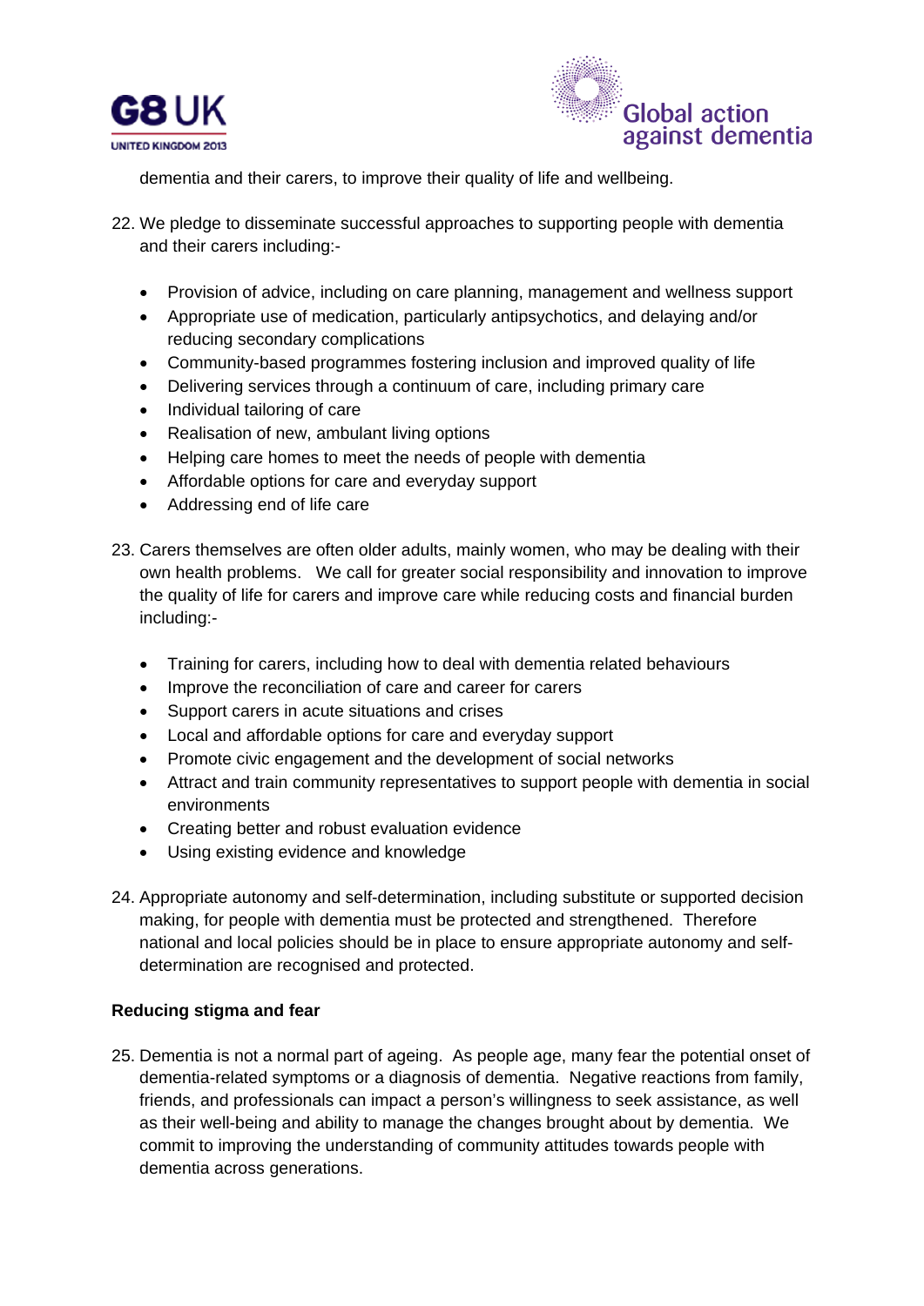dementia and their carers, to improve their quality of life and wellbeing.

22. We pledge to disseminate successful approaches to supporting people with dementia and their carers including:-

    - Provision of advice, including on care planning, management and wellness support
    - Appropriate use of medication, particularly antipsychotics, and delaying and/or reducing secondary complications
    - Community-based programmes fostering inclusion and improved quality of life
    - Delivering services through a continuum of care, including primary care
    - Individual tailoring of care
    - Realisation of new, ambulant living options
    - Helping care homes to meet the needs of people with dementia
    - Affordable options for care and everyday support
    - Addressing end of life care

23. Carers themselves are often older adults, mainly women, who may be dealing with their own health problems. We call for greater social responsibility and innovation to improve the quality of life for carers and improve care while reducing costs and financial burden including:-

    - Training for carers, including how to deal with dementia related behaviours
    - Improve the reconciliation of care and career for carers
    - Support carers in acute situations and crises
    - Local and affordable options for care and everyday support
    - Promote civic engagement and the development of social networks
    - Attract and train community representatives to support people with dementia in social environments
    - Creating better and robust evaluation evidence
    - Using existing evidence and knowledge

24. Appropriate autonomy and self-determination, including substitute or supported decision making, for people with dementia must be protected and strengthened. Therefore national and local policies should be in place to ensure appropriate autonomy and self-determination are recognised and protected.

**Reducing stigma and fear**

25. Dementia is not a normal part of ageing. As people age, many fear the potential onset of dementia-related symptoms or a diagnosis of dementia. Negative reactions from family, friends, and professionals can impact a person's willingness to seek assistance, as well as their well-being and ability to manage the changes brought about by dementia. We commit to improving the understanding of community attitudes towards people with dementia across generations.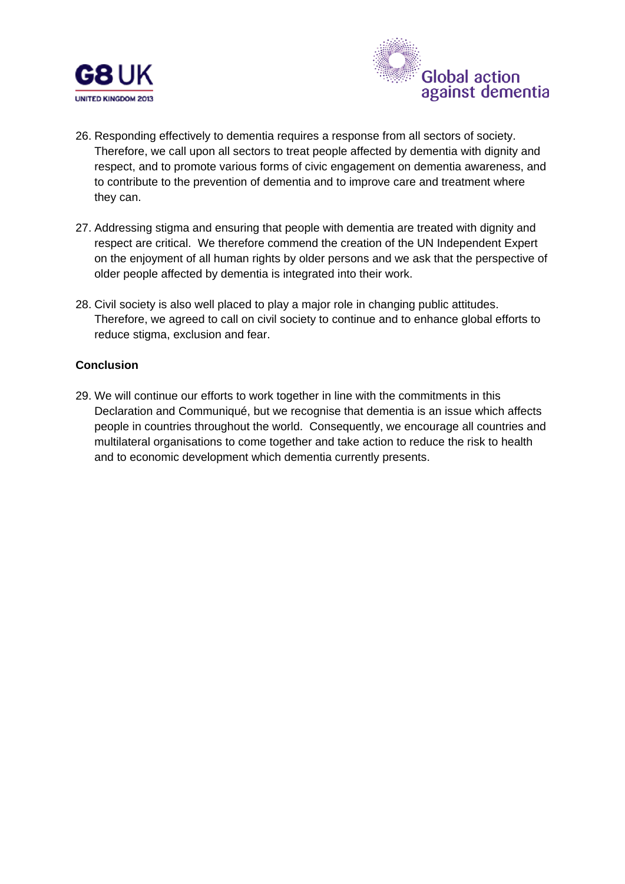26. Responding effectively to dementia requires a response from all sectors of society. Therefore, we call upon all sectors to treat people affected by dementia with dignity and respect, and to promote various forms of civic engagement on dementia awareness, and to contribute to the prevention of dementia and to improve care and treatment where they can.

27. Addressing stigma and ensuring that people with dementia are treated with dignity and respect are critical. We therefore commend the creation of the UN Independent Expert on the enjoyment of all human rights by older persons and we ask that the perspective of older people affected by dementia is integrated into their work.

28. Civil society is also well placed to play a major role in changing public attitudes. Therefore, we agreed to call on civil society to continue and to enhance global efforts to reduce stigma, exclusion and fear.

**Conclusion**

29. We will continue our efforts to work together in line with the commitments in this Declaration and Communiqué, but we recognise that dementia is an issue which affects people in countries throughout the world. Consequently, we encourage all countries and multilateral organisations to come together and take action to reduce the risk to health and to economic development which dementia currently presents.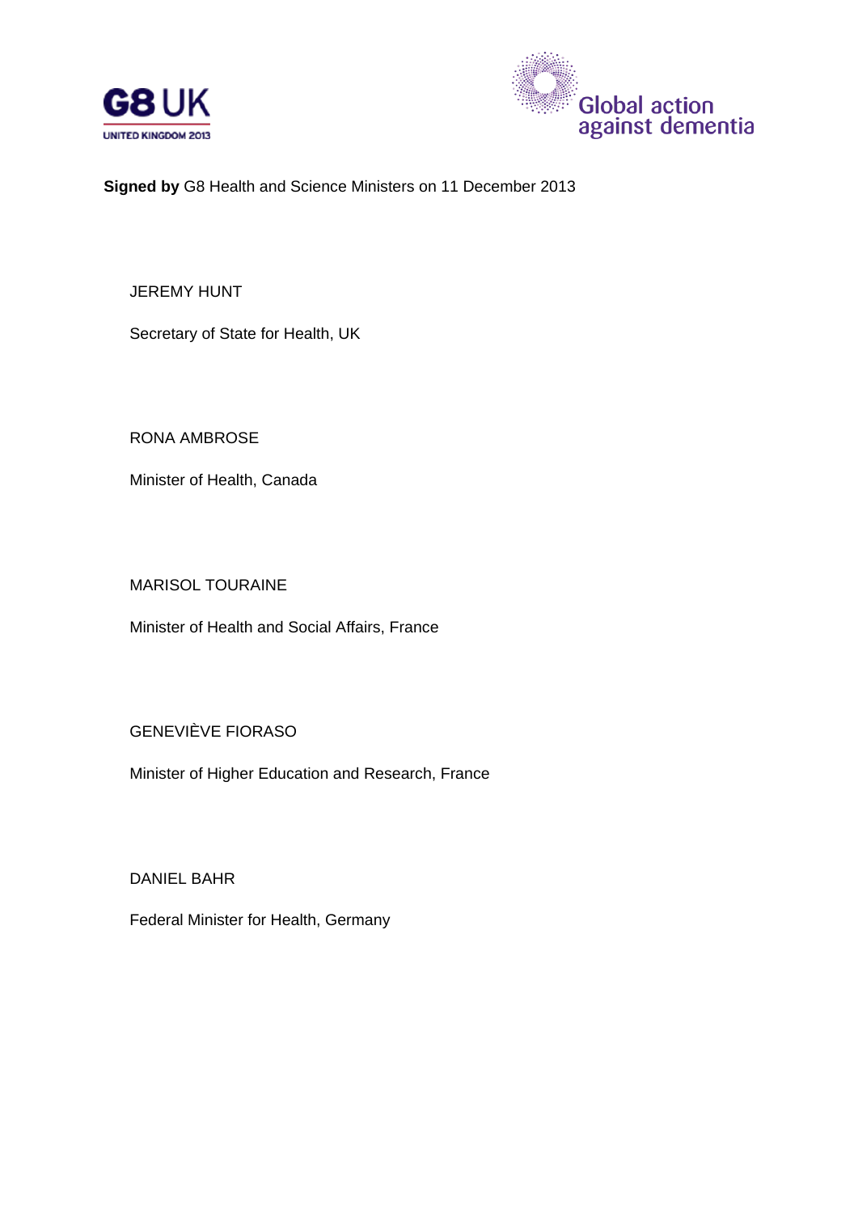**Signed by** G8 Health and Science Ministers on 11 December 2013

JEREMY HUNT

Secretary of State for Health, UK

RONA AMBROSE

Minister of Health, Canada

MARISOL TOURAINE

Minister of Health and Social Affairs, France

GENEVIÈVE FIORASO

Minister of Higher Education and Research, France

DANIEL BAHR

Federal Minister for Health, Germany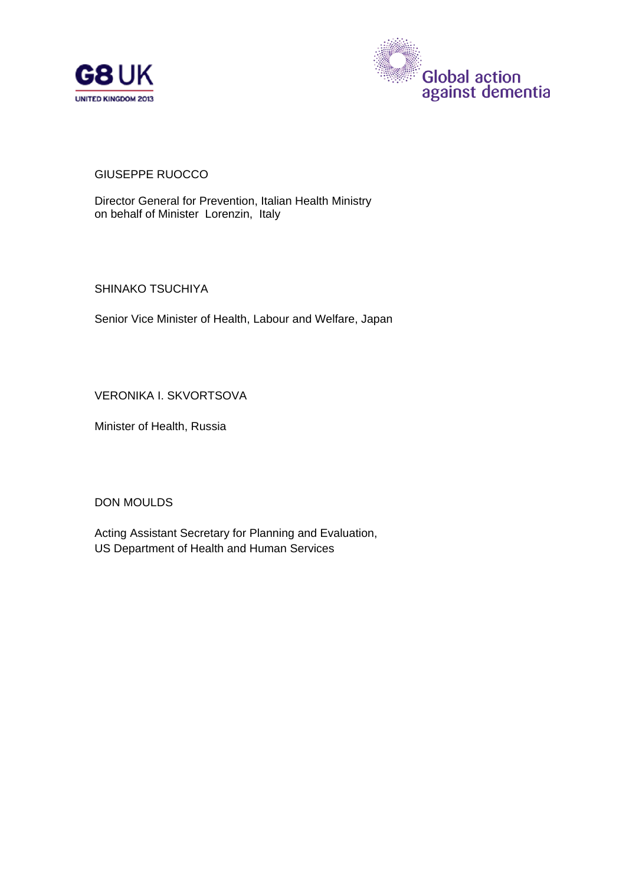GIUSEPPE RUOCCO

Director General for Prevention, Italian Health Ministry
on behalf of Minister Lorenzin, Italy

SHINAKO TSUCHIYA

Senior Vice Minister of Health, Labour and Welfare, Japan

VERONIKA I. SKVORTSOVA

Minister of Health, Russia

DON MOULDS

Acting Assistant Secretary for Planning and Evaluation,
US Department of Health and Human Services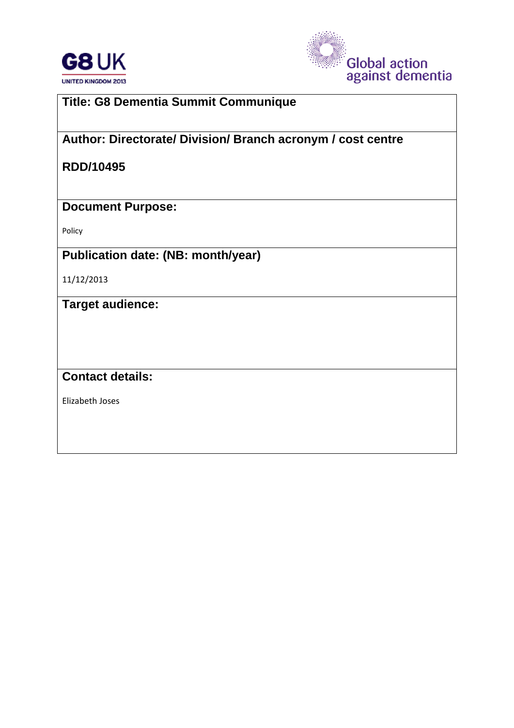G8 UK

UNITED KINGDOM 2013

Global action against dementia

| | |
|---|---|
| **Title: G8 Dementia Summit Communique** | |
| **Author: Directorate/ Division/ Branch acronym / cost centre**<br><br>**RDD/10495** | |
| **Document Purpose:**<br><br>Policy | |
| **Publication date: (NB: month/year)**<br><br>11/12/2013 | |
| **Target audience:** | |
| **Contact details:**<br><br>Elizabeth Joses | |